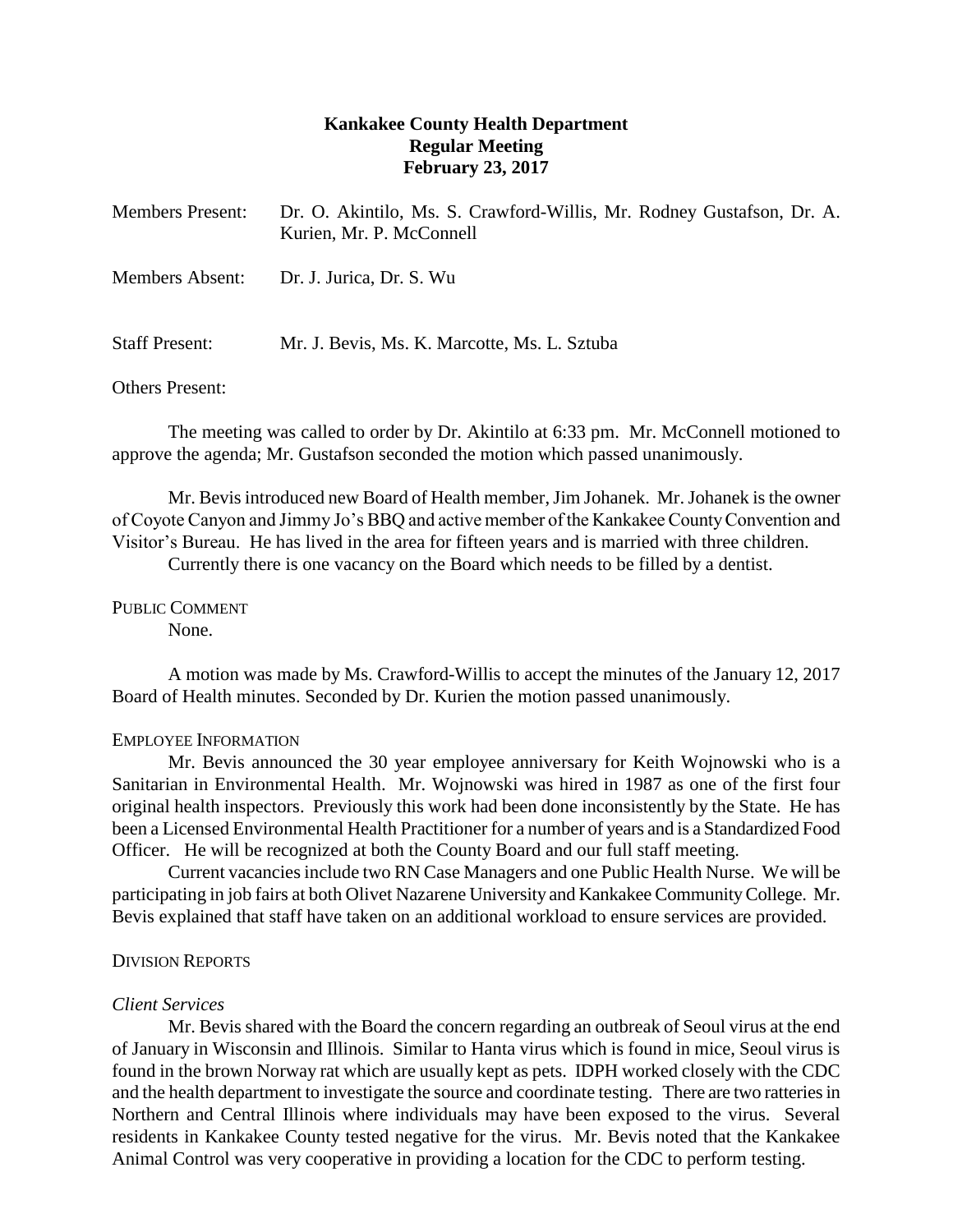**Kankakee County Health Department**
**Regular Meeting**
**February 23, 2017**

Members Present: Dr. O. Akintilo, Ms. S. Crawford-Willis, Mr. Rodney Gustafson, Dr. A. Kurien, Mr. P. McConnell

Members Absent: Dr. J. Jurica, Dr. S. Wu

Staff Present: Mr. J. Bevis, Ms. K. Marcotte, Ms. L. Sztuba

Others Present:

The meeting was called to order by Dr. Akintilo at 6:33 pm. Mr. McConnell motioned to approve the agenda; Mr. Gustafson seconded the motion which passed unanimously.

Mr. Bevis introduced new Board of Health member, Jim Johanek. Mr. Johanek is the owner of Coyote Canyon and Jimmy Jo's BBQ and active member of the Kankakee County Convention and Visitor's Bureau. He has lived in the area for fifteen years and is married with three children.

Currently there is one vacancy on the Board which needs to be filled by a dentist.

PUBLIC COMMENT

None.

A motion was made by Ms. Crawford-Willis to accept the minutes of the January 12, 2017 Board of Health minutes. Seconded by Dr. Kurien the motion passed unanimously.

EMPLOYEE INFORMATION

Mr. Bevis announced the 30 year employee anniversary for Keith Wojnowski who is a Sanitarian in Environmental Health. Mr. Wojnowski was hired in 1987 as one of the first four original health inspectors. Previously this work had been done inconsistently by the State. He has been a Licensed Environmental Health Practitioner for a number of years and is a Standardized Food Officer. He will be recognized at both the County Board and our full staff meeting.

Current vacancies include two RN Case Managers and one Public Health Nurse. We will be participating in job fairs at both Olivet Nazarene University and Kankakee Community College. Mr. Bevis explained that staff have taken on an additional workload to ensure services are provided.

DIVISION REPORTS

*Client Services*

Mr. Bevis shared with the Board the concern regarding an outbreak of Seoul virus at the end of January in Wisconsin and Illinois. Similar to Hanta virus which is found in mice, Seoul virus is found in the brown Norway rat which are usually kept as pets. IDPH worked closely with the CDC and the health department to investigate the source and coordinate testing. There are two ratteries in Northern and Central Illinois where individuals may have been exposed to the virus. Several residents in Kankakee County tested negative for the virus. Mr. Bevis noted that the Kankakee Animal Control was very cooperative in providing a location for the CDC to perform testing.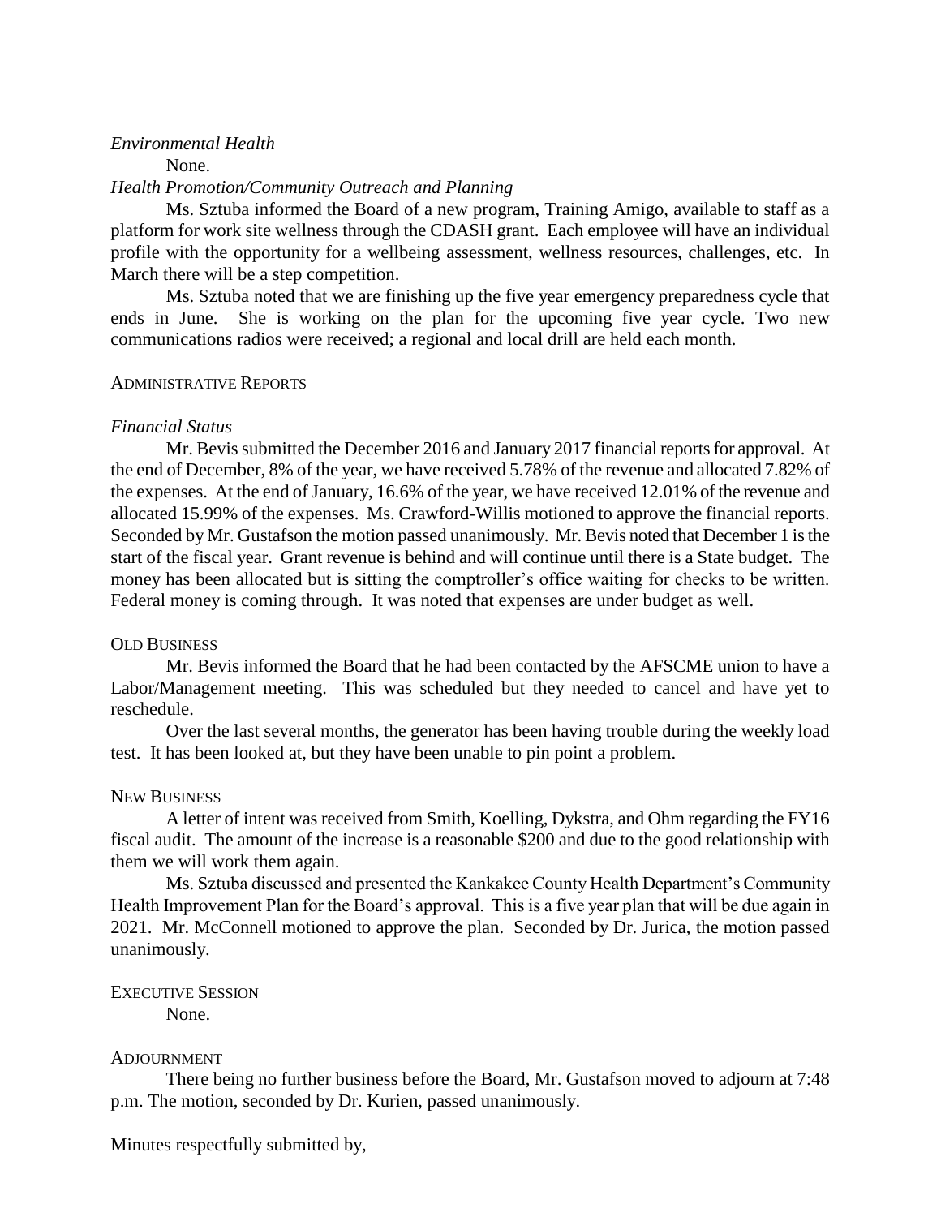*Environmental Health*

None.

*Health Promotion/Community Outreach and Planning*

Ms. Sztuba informed the Board of a new program, Training Amigo, available to staff as a platform for work site wellness through the CDASH grant. Each employee will have an individual profile with the opportunity for a wellbeing assessment, wellness resources, challenges, etc. In March there will be a step competition.

Ms. Sztuba noted that we are finishing up the five year emergency preparedness cycle that ends in June. She is working on the plan for the upcoming five year cycle. Two new communications radios were received; a regional and local drill are held each month.

ADMINISTRATIVE REPORTS

*Financial Status*

Mr. Bevis submitted the December 2016 and January 2017 financial reports for approval. At the end of December, 8% of the year, we have received 5.78% of the revenue and allocated 7.82% of the expenses. At the end of January, 16.6% of the year, we have received 12.01% of the revenue and allocated 15.99% of the expenses. Ms. Crawford-Willis motioned to approve the financial reports. Seconded by Mr. Gustafson the motion passed unanimously. Mr. Bevis noted that December 1 is the start of the fiscal year. Grant revenue is behind and will continue until there is a State budget. The money has been allocated but is sitting the comptroller's office waiting for checks to be written. Federal money is coming through. It was noted that expenses are under budget as well.

OLD BUSINESS

Mr. Bevis informed the Board that he had been contacted by the AFSCME union to have a Labor/Management meeting. This was scheduled but they needed to cancel and have yet to reschedule.

Over the last several months, the generator has been having trouble during the weekly load test. It has been looked at, but they have been unable to pin point a problem.

NEW BUSINESS

A letter of intent was received from Smith, Koelling, Dykstra, and Ohm regarding the FY16 fiscal audit. The amount of the increase is a reasonable $200 and due to the good relationship with them we will work them again.

Ms. Sztuba discussed and presented the Kankakee County Health Department's Community Health Improvement Plan for the Board's approval. This is a five year plan that will be due again in 2021. Mr. McConnell motioned to approve the plan. Seconded by Dr. Jurica, the motion passed unanimously.

EXECUTIVE SESSION

None.

ADJOURNMENT

There being no further business before the Board, Mr. Gustafson moved to adjourn at 7:48 p.m. The motion, seconded by Dr. Kurien, passed unanimously.

Minutes respectfully submitted by,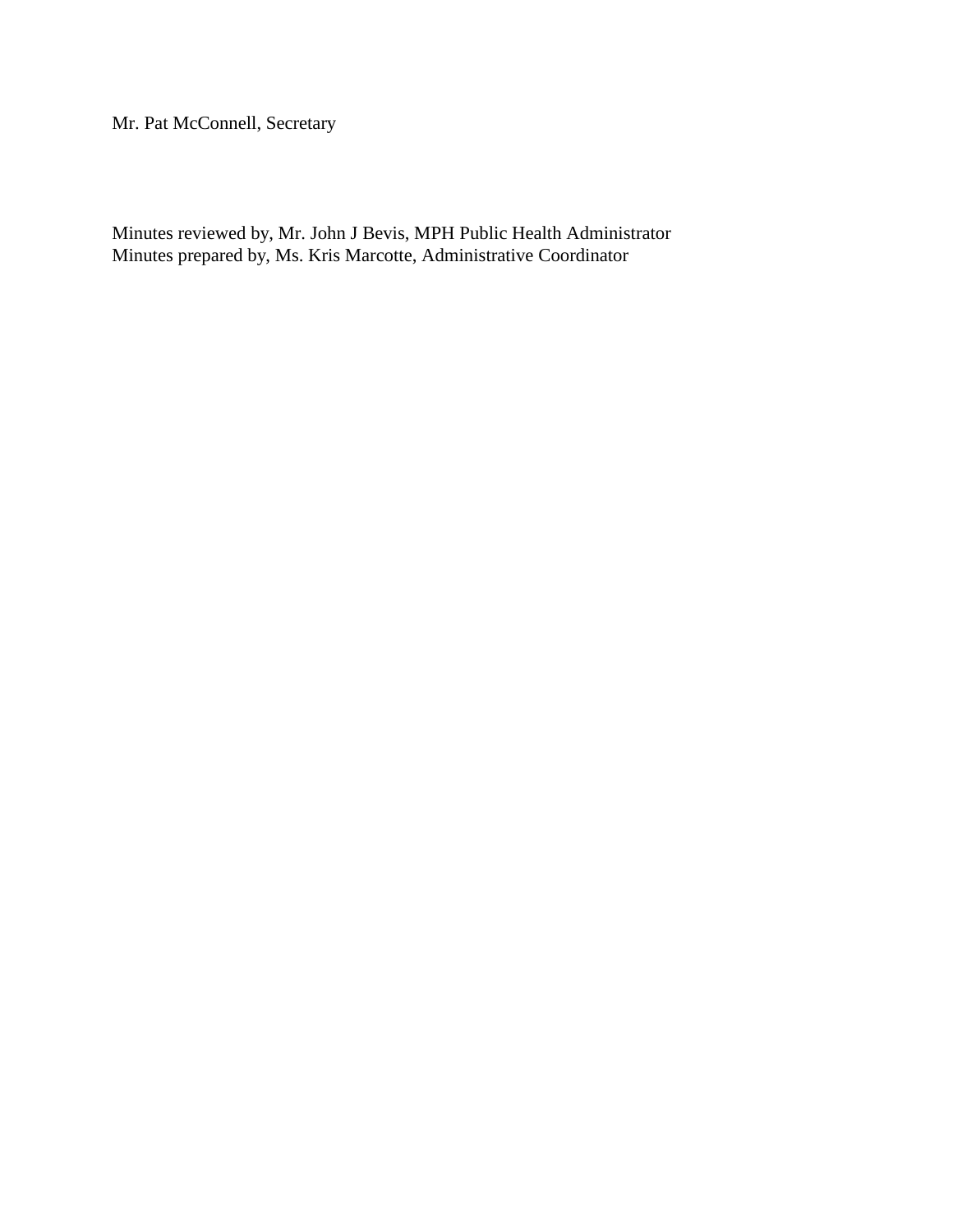Mr. Pat McConnell, Secretary

Minutes reviewed by, Mr. John J Bevis, MPH Public Health Administrator
Minutes prepared by, Ms. Kris Marcotte, Administrative Coordinator